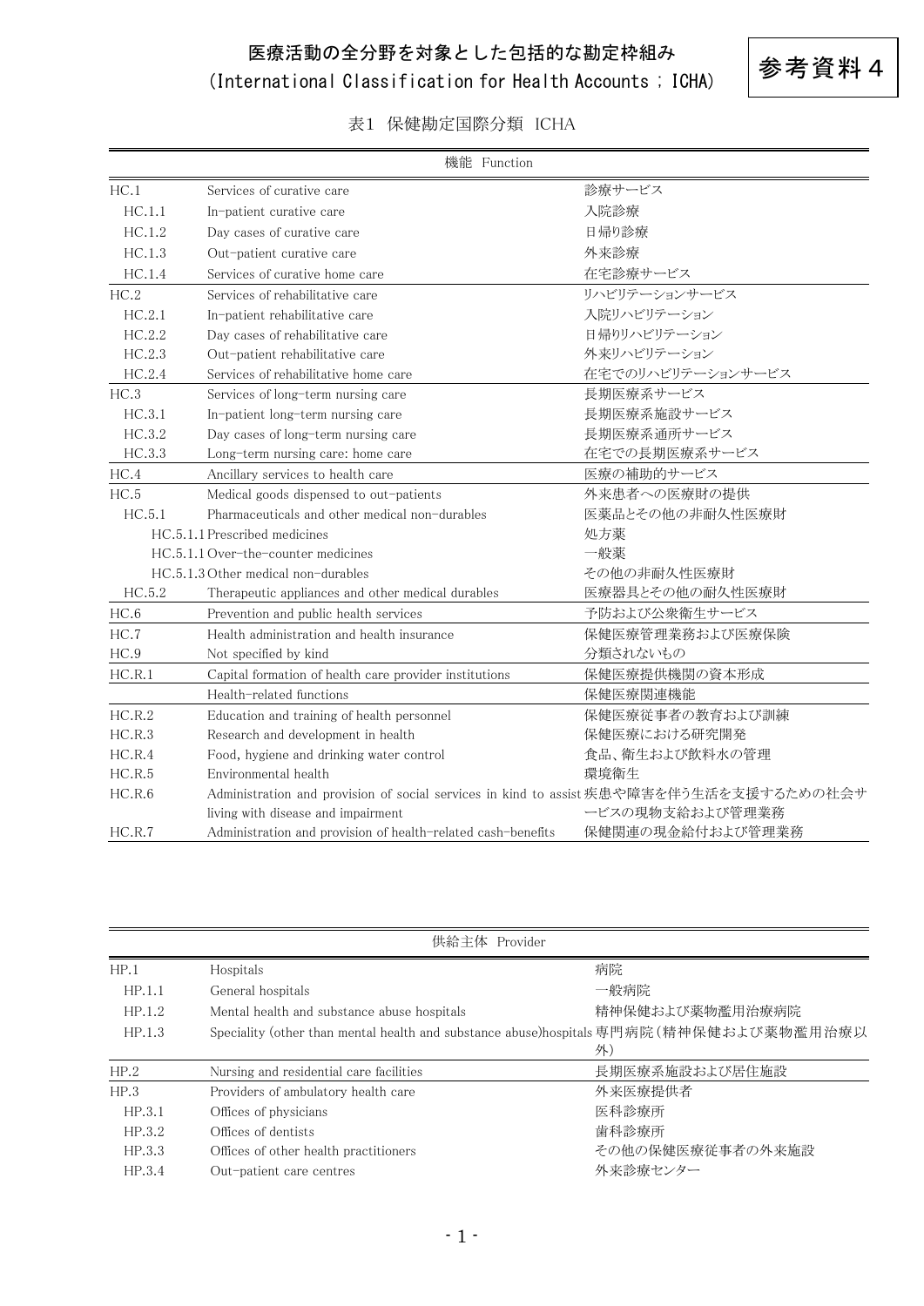参考資料４

# 医療活動の全分野を対象とした包括的な勘定枠組み
# (International Classification for Health Accounts ; ICHA)

表1　保健勘定国際分類　ICHA

| 機能 Function | | |
|---|---|---|
| HC.1 | Services of curative care | 診療サービス |
| HC.1.1 | In-patient curative care | 入院診療 |
| HC.1.2 | Day cases of curative care | 日帰り診療 |
| HC.1.3 | Out-patient curative care | 外来診療 |
| HC.1.4 | Services of curative home care | 在宅診療サービス |
| HC.2 | Services of rehabilitative care | リハビリテーションサービス |
| HC.2.1 | In-patient rehabilitative care | 入院リハビリテーション |
| HC.2.2 | Day cases of rehabilitative care | 日帰りリハビリテーション |
| HC.2.3 | Out-patient rehabilitative care | 外来リハビリテーション |
| HC.2.4 | Services of rehabilitative home care | 在宅でのリハビリテーションサービス |
| HC.3 | Services of long-term nursing care | 長期医療系サービス |
| HC.3.1 | In-patient long-term nursing care | 長期医療系施設サービス |
| HC.3.2 | Day cases of long-term nursing care | 長期医療系通所サービス |
| HC.3.3 | Long-term nursing care: home care | 在宅での長期医療系サービス |
| HC.4 | Ancillary services to health care | 医療の補助的サービス |
| HC.5 | Medical goods dispensed to out-patients | 外来患者への医療財の提供 |
| HC.5.1 | Pharmaceuticals and other medical non-durables | 医薬品とその他の非耐久性医療財 |
| HC.5.1.1 | Prescribed medicines | 処方薬 |
| HC.5.1.1 | Over-the-counter medicines | 一般薬 |
| HC.5.1.3 | Other medical non-durables | その他の非耐久性医療財 |
| HC.5.2 | Therapeutic appliances and other medical durables | 医療器具とその他の耐久性医療財 |
| HC.6 | Prevention and public health services | 予防および公衆衛生サービス |
| HC.7 | Health administration and health insurance | 保健医療管理業務および医療保険 |
| HC.9 | Not specified by kind | 分類されないもの |
| HC.R.1 | Capital formation of health care provider institutions | 保健医療提供機関の資本形成 |
| | Health-related functions | 保健医療関連機能 |
| HC.R.2 | Education and training of health personnel | 保健医療従事者の教育および訓練 |
| HC.R.3 | Research and development in health | 保健医療における研究開発 |
| HC.R.4 | Food, hygiene and drinking water control | 食品、衛生および飲料水の管理 |
| HC.R.5 | Environmental health | 環境衛生 |
| HC.R.6 | Administration and provision of social services in kind to assist living with disease and impairment | 疾患や障害を伴う生活を支援するための社会サービスの現物支給および管理業務 |
| HC.R.7 | Administration and provision of health-related cash-benefits | 保健関連の現金給付および管理業務 |

| 供給主体 Provider | | |
|---|---|---|
| HP.1 | Hospitals | 病院 |
| HP.1.1 | General hospitals | 一般病院 |
| HP.1.2 | Mental health and substance abuse hospitals | 精神保健および薬物濫用治療病院 |
| HP.1.3 | Speciality (other than mental health and substance abuse)hospitals | 専門病院（精神保健および薬物濫用治療以外） |
| HP.2 | Nursing and residential care facilities | 長期医療系施設および居住施設 |
| HP.3 | Providers of ambulatory health care | 外来医療提供者 |
| HP.3.1 | Offices of physicians | 医科診療所 |
| HP.3.2 | Offices of dentists | 歯科診療所 |
| HP.3.3 | Offices of other health practitioners | その他の保健医療従事者の外来施設 |
| HP.3.4 | Out-patient care centres | 外来診療センター |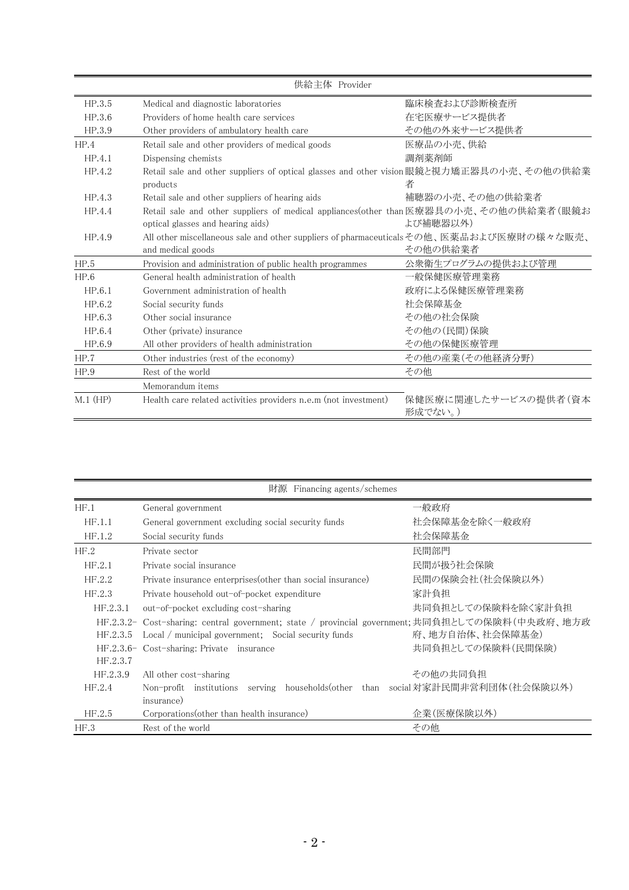| 供給主体 Provider | | |
|---|---|---|
| HP.3.5 | Medical and diagnostic laboratories | 臨床検査および診断検査所 |
| HP.3.6 | Providers of home health care services | 在宅医療サービス提供者 |
| HP.3.9 | Other providers of ambulatory health care | その他の外来サービス提供者 |
| HP.4 | Retail sale and other providers of medical goods | 医療品の小売、供給 |
| HP.4.1 | Dispensing chemists | 調剤薬剤師 |
| HP.4.2 | Retail sale and other suppliers of optical glasses and other vision products | 眼鏡と視力矯正器具の小売、その他の供給業者 |
| HP.4.3 | Retail sale and other suppliers of hearing aids | 補聴器の小売、その他の供給業者 |
| HP.4.4 | Retail sale and other suppliers of medical appliances(other than optical glasses and hearing aids) | 医療器具の小売、その他の供給業者(眼鏡および補聴器以外) |
| HP.4.9 | All other miscellaneous sale and other suppliers of pharmaceuticals and medical goods | その他、医薬品および医療財の様々な販売、その他の供給業者 |
| HP.5 | Provision and administration of public health programmes | 公衆衛生プログラムの提供および管理 |
| HP.6 | General health administration of health | 一般保健医療管理業務 |
| HP.6.1 | Government administration of health | 政府による保健医療管理業務 |
| HP.6.2 | Social security funds | 社会保障基金 |
| HP.6.3 | Other social insurance | その他の社会保険 |
| HP.6.4 | Other (private) insurance | その他の(民間)保険 |
| HP.6.9 | All other providers of health administration | その他の保健医療管理 |
| HP.7 | Other industries (rest of the economy) | その他の産業(その他経済分野) |
| HP.9 | Rest of the world | その他 |
| | Memorandum items | |
| M.1 (HP) | Health care related activities providers n.e.m (not investment) | 保健医療に関連したサービスの提供者(資本形成でない。) |

| 財源 Financing agents/schemes | | |
|---|---|---|
| HF.1 | General government | 一般政府 |
| HF.1.1 | General government excluding social security funds | 社会保障基金を除く一般政府 |
| HF.1.2 | Social security funds | 社会保障基金 |
| HF.2 | Private sector | 民間部門 |
| HF.2.1 | Private social insurance | 民間が扱う社会保険 |
| HF.2.2 | Private insurance enterprises(other than social insurance) | 民間の保険会社(社会保険以外) |
| HF.2.3 | Private household out-of-pocket expenditure | 家計負担 |
| HF.2.3.1 | out-of-pocket excluding cost-sharing | 共同負担としての保険料を除く家計負担 |
| HF.2.3.2-HF.2.3.5 | Cost-sharing: central government; state / provincial government; Local / municipal government; Social security funds | 共同負担としての保険料(中央政府、地方政府、地方自治体、社会保障基金) |
| HF.2.3.6-HF.2.3.7 | Cost-sharing: Private insurance | 共同負担としての保険料(民間保険) |
| HF.2.3.9 | All other cost-sharing | その他の共同負担 |
| HF.2.4 | Non-profit institutions serving households(other than social insurance) | 対家計民間非営利団体(社会保険以外) |
| HF.2.5 | Corporations(other than health insurance) | 企業(医療保険以外) |
| HF.3 | Rest of the world | その他 |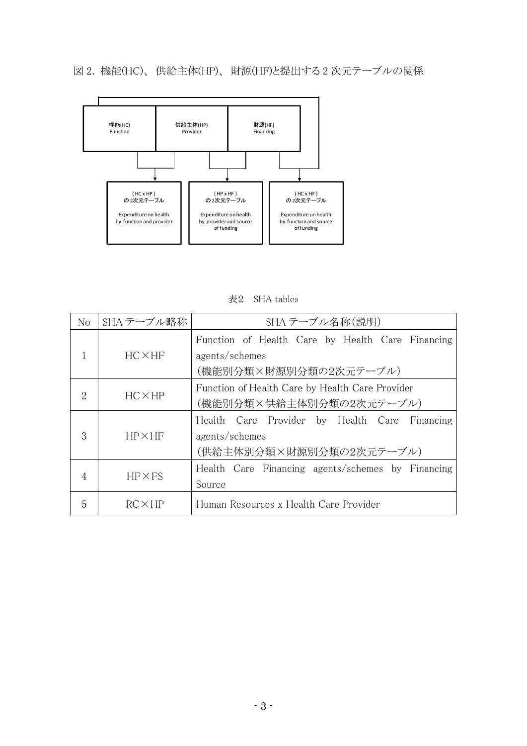図 2. 機能(HC)、 供給主体(HP)、 財源(HF)と提出する 2 次元テーブルの関係

機能(HC)
Function

供給主体(HP)
Provider

財源(HF)
Financing

( HC x HP )
の2次元テーブル
Expenditure on health by function and provider

( HP x HF )
の2次元テーブル
Expenditure on health by provider and source of funding

( HC x HF )
の2次元テーブル
Expenditure on health by function and source of funding

表2　SHA tables

| No | SHA テーブル略称 | SHA テーブル名称(説明) |
| --- | --- | --- |
| 1 | HC×HF | Function of Health Care by Health Care Financing agents/schemes<br>(機能別分類×財源別分類の2次元テーブル) |
| 2 | HC×HP | Function of Health Care by Health Care Provider<br>(機能別分類×供給主体別分類の2次元テーブル) |
| 3 | HP×HF | Health Care Provider by Health Care Financing agents/schemes<br>(供給主体別分類×財源別分類の2次元テーブル) |
| 4 | HF×FS | Health Care Financing agents/schemes by Financing Source |
| 5 | RC×HP | Human Resources x Health Care Provider |